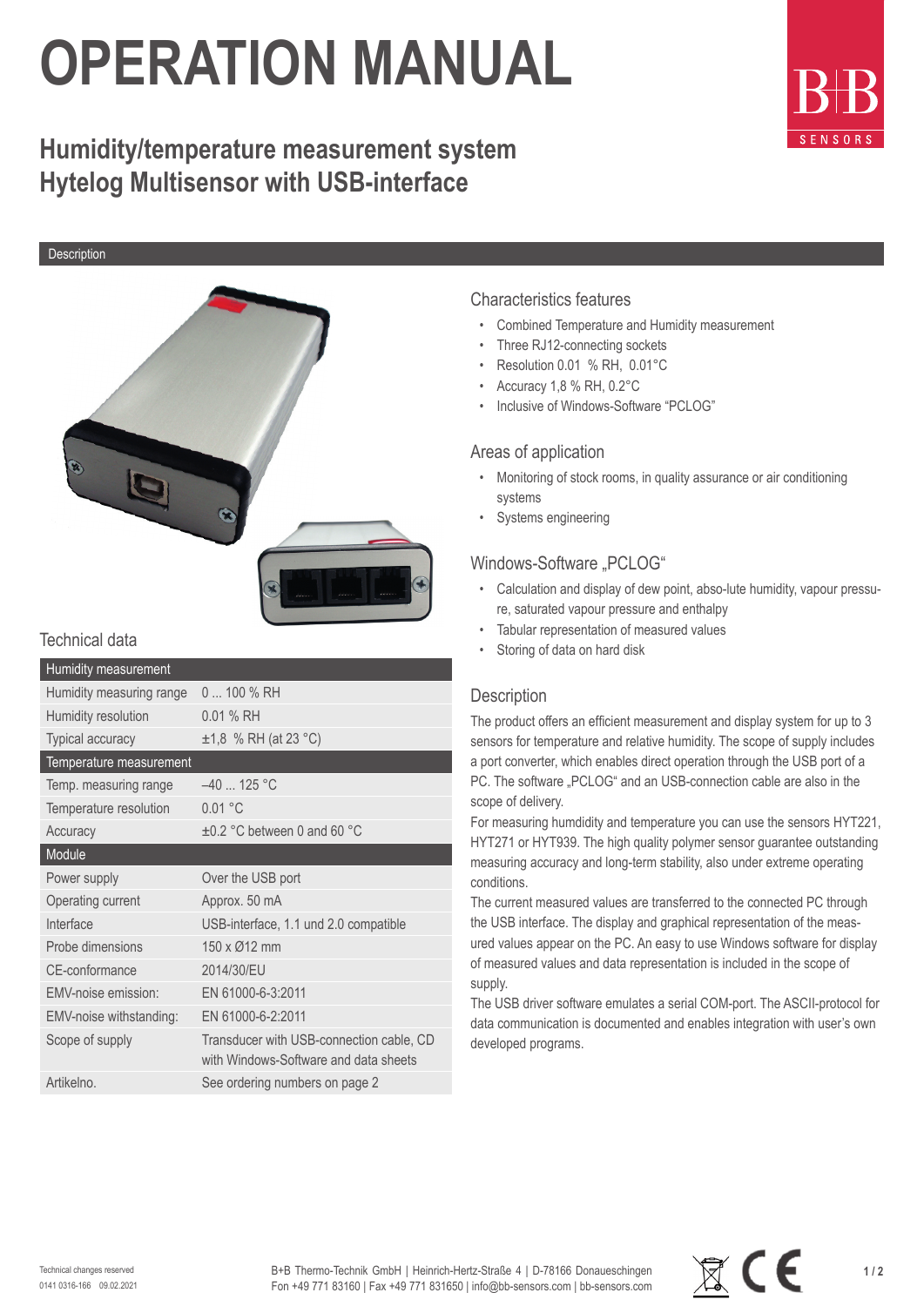# OPERATION MANUAL

## Humidity/temperature measurement system
## Hytelog Multisensor with USB-interface

Description

### Characteristics features

- Combined Temperature and Humidity measurement
- Three RJ12-connecting sockets
- Resolution 0.01 % RH, 0.01°C
- Accuracy 1,8 % RH, 0.2°C
- Inclusive of Windows-Software "PCLOG"

### Areas of application

- Monitoring of stock rooms, in quality assurance or air conditioning systems
- Systems engineering

### Windows-Software „PCLOG"

- Calculation and display of dew point, abso-lute humidity, vapour pressu-re, saturated vapour pressure and enthalpy
- Tabular representation of measured values
- Storing of data on hard disk

### Description

The product offers an efficient measurement and display system for up to 3 sensors for temperature and relative humidity. The scope of supply includes a port converter, which enables direct operation through the USB port of a PC. The software „PCLOG" and an USB-connection cable are also in the scope of delivery.

For measuring humdidity and temperature you can use the sensors HYT221, HYT271 or HYT939. The high quality polymer sensor guarantee outstanding measuring accuracy and long-term stability, also under extreme operating conditions.

The current measured values are transferred to the connected PC through the USB interface. The display and graphical representation of the meas-ured values appear on the PC. An easy to use Windows software for display of measured values and data representation is included in the scope of supply.

The USB driver software emulates a serial COM-port. The ASCII-protocol for data communication is documented and enables integration with user's own developed programs.

### Technical data

| Humidity measurement | |
|---|---|
| Humidity measuring range | 0 ... 100 % RH |
| Humidity resolution | 0.01 % RH |
| Typical accuracy | ±1,8 % RH (at 23 °C) |
| **Temperature measurement** | |
| Temp. measuring range | –40 ... 125 °C |
| Temperature resolution | 0.01 °C |
| Accuracy | ±0.2 °C between 0 and 60 °C |
| **Module** | |
| Power supply | Over the USB port |
| Operating current | Approx. 50 mA |
| Interface | USB-interface, 1.1 und 2.0 compatible |
| Probe dimensions | 150 x Ø12 mm |
| CE-conformance | 2014/30/EU |
| EMV-noise emission: | EN 61000-6-3:2011 |
| EMV-noise withstanding: | EN 61000-6-2:2011 |
| Scope of supply | Transducer with USB-connection cable, CD with Windows-Software and data sheets |
| Artikelno. | See ordering numbers on page 2 |

Technical changes reserved
0141 0316-166 09.02.2021

B+B Thermo-Technik GmbH | Heinrich-Hertz-Straße 4 | D-78166 Donaueschingen
Fon +49 771 83160 | Fax +49 771 831650 | info@bb-sensors.com | bb-sensors.com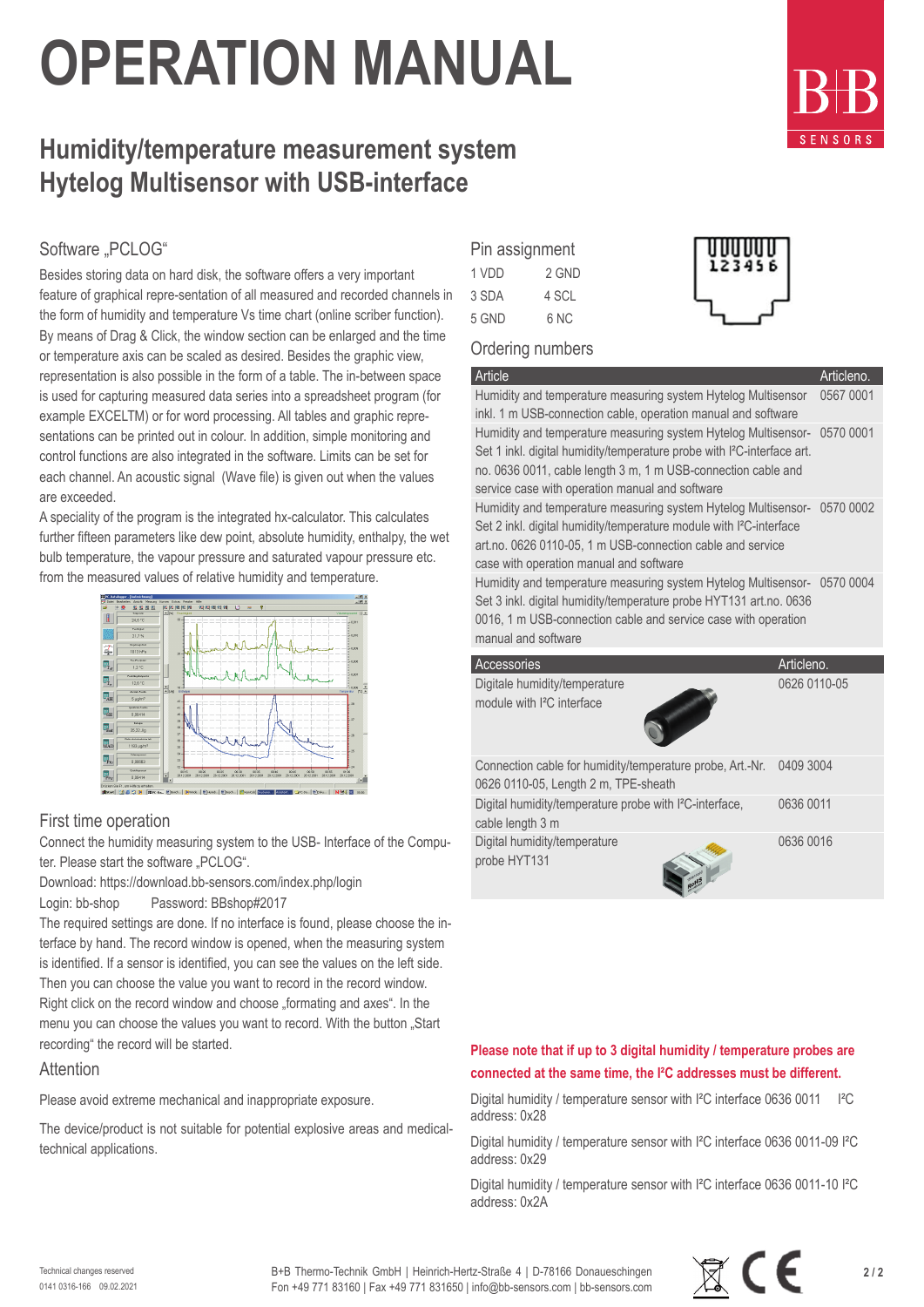# OPERATION MANUAL

## Humidity/temperature measurement system Hytelog Multisensor with USB-interface

### Software „PCLOG"

Besides storing data on hard disk, the software offers a very important feature of graphical repre-sentation of all measured and recorded channels in the form of humidity and temperature Vs time chart (online scriber function). By means of Drag & Click, the window section can be enlarged and the time or temperature axis can be scaled as desired. Besides the graphic view, representation is also possible in the form of a table. The in-between space is used for capturing measured data series into a spreadsheet program (for example EXCELTM) or for word processing. All tables and graphic repre-sentations can be printed out in colour. In addition, simple monitoring and control functions are also integrated in the software. Limits can be set for each channel. An acoustic signal (Wave file) is given out when the values are exceeded.

A speciality of the program is the integrated hx-calculator. This calculates further fifteen parameters like dew point, absolute humidity, enthalpy, the wet bulb temperature, the vapour pressure and saturated vapour pressure etc. from the measured values of relative humidity and temperature.

### First time operation

Connect the humidity measuring system to the USB- Interface of the Computer. Please start the software „PCLOG".

Download: https://download.bb-sensors.com/index.php/login

Login: bb-shop Password: BBshop#2017

The required settings are done. If no interface is found, please choose the interface by hand. The record window is opened, when the measuring system is identified. If a sensor is identified, you can see the values on the left side. Then you can choose the value you want to record in the record window. Right click on the record window and choose „formating and axes". In the menu you can choose the values you want to record. With the button „Start recording" the record will be started.

### Attention

Please avoid extreme mechanical and inappropriate exposure.

The device/product is not suitable for potential explosive areas and medical-technical applications.

### Pin assignment

| | |
|---|---|
| 1 VDD | 2 GND |
| 3 SDA | 4 SCL |
| 5 GND | 6 NC |

### Ordering numbers

| Article | Articleno. |
|---|---|
| Humidity and temperature measuring system Hytelog Multisensor inkl. 1 m USB-connection cable, operation manual and software | 0567 0001 |
| Humidity and temperature measuring system Hytelog Multisensor-Set 1 inkl. digital humidity/temperature probe with I²C-interface art. no. 0636 0011, cable length 3 m, 1 m USB-connection cable and service case with operation manual and software | 0570 0001 |
| Humidity and temperature measuring system Hytelog Multisensor-Set 2 inkl. digital humidity/temperature module with I²C-interface art.no. 0626 0110-05, 1 m USB-connection cable and service case with operation manual and software | 0570 0002 |
| Humidity and temperature measuring system Hytelog Multisensor-Set 3 inkl. digital humidity/temperature probe HYT131 art.no. 0636 0016, 1 m USB-connection cable and service case with operation manual and software | 0570 0004 |

| Accessories | Articleno. |
|---|---|
| Digitale humidity/temperature module with I²C interface | 0626 0110-05 |
| Connection cable for humidity/temperature probe, Art.-Nr. 0626 0110-05, Length 2 m, TPE-sheath | 0409 3004 |
| Digital humidity/temperature probe with I²C-interface, cable length 3 m | 0636 0011 |
| Digital humidity/temperature probe HYT131 | 0636 0016 |

**Please note that if up to 3 digital humidity / temperature probes are connected at the same time, the I²C addresses must be different.**

Digital humidity / temperature sensor with I²C interface 0636 0011 I²C address: 0x28

Digital humidity / temperature sensor with I²C interface 0636 0011-09 I²C address: 0x29

Digital humidity / temperature sensor with I²C interface 0636 0011-10 I²C address: 0x2A

Technical changes reserved
0141 0316-166 09.02.2021

B+B Thermo-Technik GmbH | Heinrich-Hertz-Straße 4 | D-78166 Donaueschingen
Fon +49 771 83160 | Fax +49 771 831650 | info@bb-sensors.com | bb-sensors.com